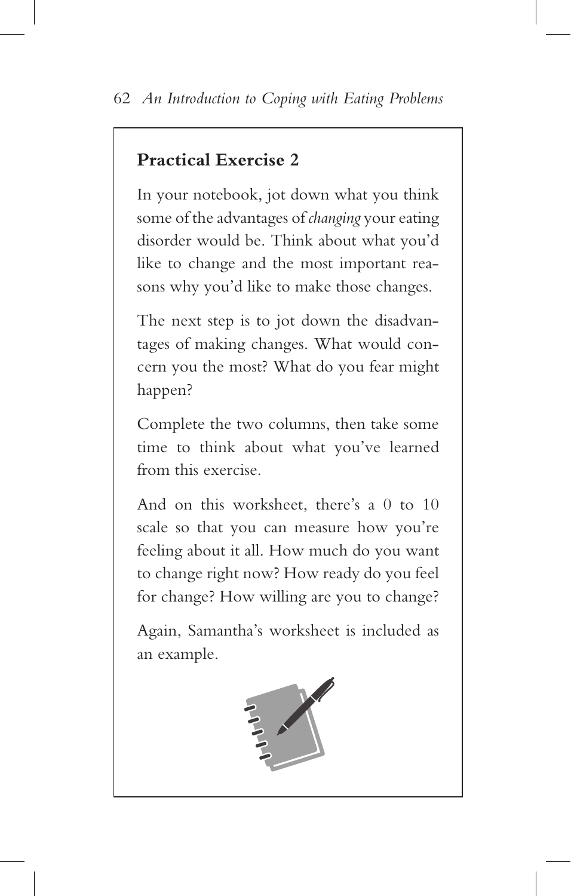## Practical Exercise 2

In your notebook, jot down what you think some of the advantages of *changing* your eating disorder would be. Think about what you'd like to change and the most important reasons why you'd like to make those changes.

The next step is to jot down the disadvantages of making changes. What would concern you the most? What do you fear might happen?

Complete the two columns, then take some time to think about what you've learned from this exercise.

And on this worksheet, there's a 0 to 10 scale so that you can measure how you're feeling about it all. How much do you want to change right now? How ready do you feel for change? How willing are you to change?

Again, Samantha's worksheet is included as an example.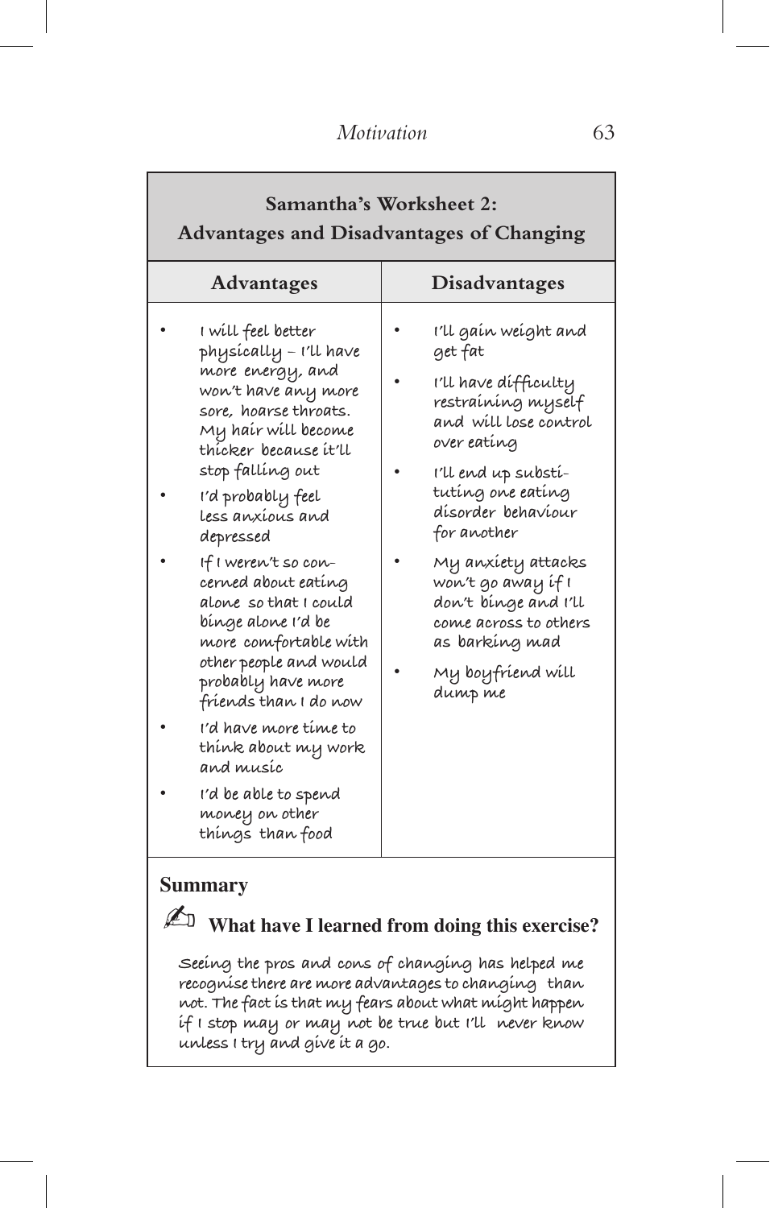## Samantha's Worksheet 2: Advantages and Disadvantages of Changing

| Advantages | Disadvantages |
|---|---|
| • I will feel better physically – I'll have more energy, and won't have any more sore, hoarse throats. My hair will become thicker because it'll stop falling out<br>• I'd probably feel less anxious and depressed<br>• If I weren't so concerned about eating alone so that I could binge alone I'd be more comfortable with other people and would probably have more friends than I do now<br>• I'd have more time to think about my work and music<br>• I'd be able to spend money on other things than food | • I'll gain weight and get fat<br>• I'll have difficulty restraining myself and will lose control over eating<br>• I'll end up substituting one eating disorder behaviour for another<br>• My anxiety attacks won't go away if I don't binge and I'll come across to others as barking mad<br>• My boyfriend will dump me |

### Summary

✍ **What have I learned from doing this exercise?**

Seeing the pros and cons of changing has helped me recognise there are more advantages to changing than not. The fact is that my fears about what might happen if I stop may or may not be true but I'll never know unless I try and give it a go.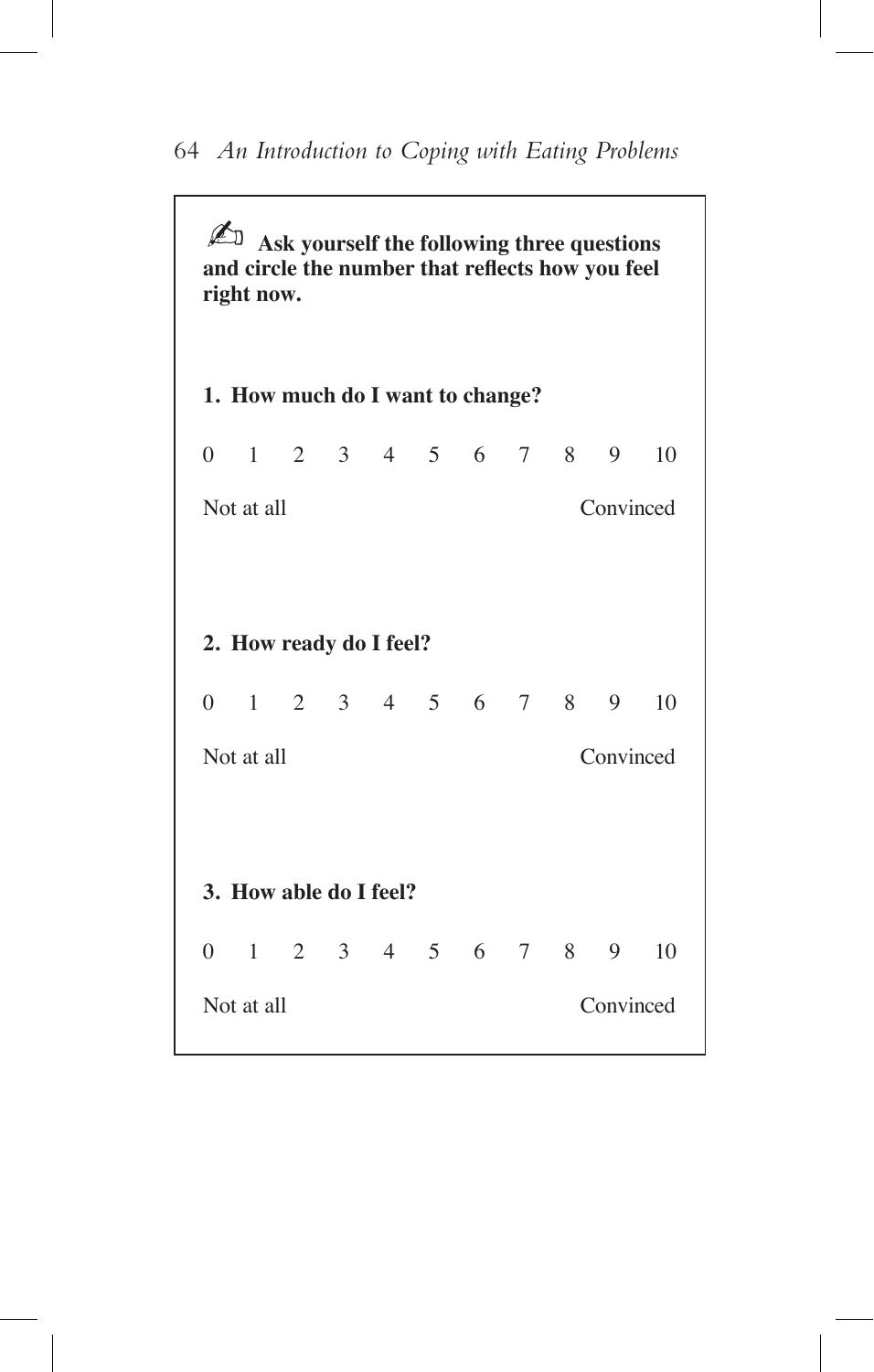✍ **Ask yourself the following three questions and circle the number that reflects how you feel right now.**

**1. How much do I want to change?**

0   1   2   3   4   5   6   7   8   9   10

Not at all                                                  Convinced

**2. How ready do I feel?**

0   1   2   3   4   5   6   7   8   9   10

Not at all                                                  Convinced

**3. How able do I feel?**

0   1   2   3   4   5   6   7   8   9   10

Not at all                                                  Convinced